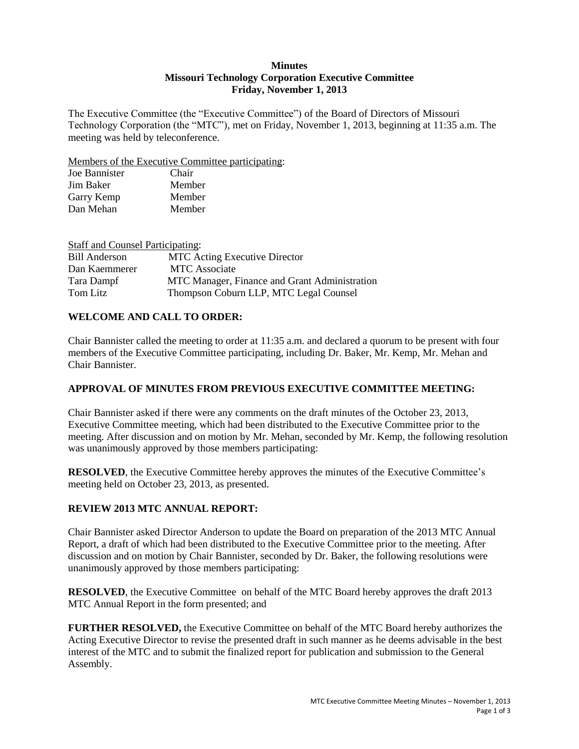**Minutes**
**Missouri Technology Corporation Executive Committee**
**Friday, November 1, 2013**

The Executive Committee (the "Executive Committee") of the Board of Directors of Missouri Technology Corporation (the "MTC"), met on Friday, November 1, 2013, beginning at 11:35 a.m. The meeting was held by teleconference.

Members of the Executive Committee participating:

| | |
|---|---|
| Joe Bannister | Chair |
| Jim Baker | Member |
| Garry Kemp | Member |
| Dan Mehan | Member |

Staff and Counsel Participating:

| | |
|---|---|
| Bill Anderson | MTC Acting Executive Director |
| Dan Kaemmerer | MTC Associate |
| Tara Dampf | MTC Manager, Finance and Grant Administration |
| Tom Litz | Thompson Coburn LLP, MTC Legal Counsel |

## WELCOME AND CALL TO ORDER:

Chair Bannister called the meeting to order at 11:35 a.m. and declared a quorum to be present with four members of the Executive Committee participating, including Dr. Baker, Mr. Kemp, Mr. Mehan and Chair Bannister.

## APPROVAL OF MINUTES FROM PREVIOUS EXECUTIVE COMMITTEE MEETING:

Chair Bannister asked if there were any comments on the draft minutes of the October 23, 2013, Executive Committee meeting, which had been distributed to the Executive Committee prior to the meeting. After discussion and on motion by Mr. Mehan, seconded by Mr. Kemp, the following resolution was unanimously approved by those members participating:

**RESOLVED**, the Executive Committee hereby approves the minutes of the Executive Committee's meeting held on October 23, 2013, as presented.

## REVIEW 2013 MTC ANNUAL REPORT:

Chair Bannister asked Director Anderson to update the Board on preparation of the 2013 MTC Annual Report, a draft of which had been distributed to the Executive Committee prior to the meeting. After discussion and on motion by Chair Bannister, seconded by Dr. Baker, the following resolutions were unanimously approved by those members participating:

**RESOLVED**, the Executive Committee on behalf of the MTC Board hereby approves the draft 2013 MTC Annual Report in the form presented; and

**FURTHER RESOLVED,** the Executive Committee on behalf of the MTC Board hereby authorizes the Acting Executive Director to revise the presented draft in such manner as he deems advisable in the best interest of the MTC and to submit the finalized report for publication and submission to the General Assembly.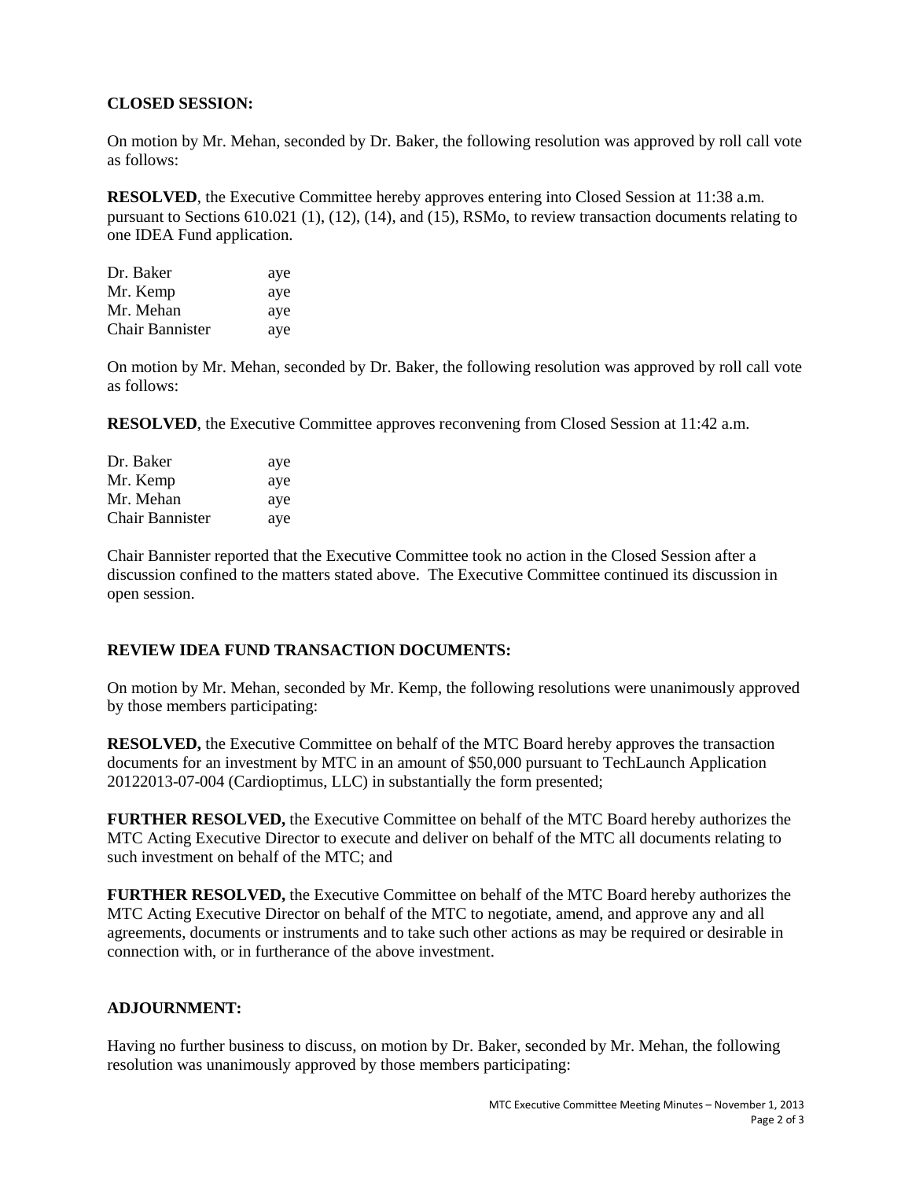**CLOSED SESSION:**

On motion by Mr. Mehan, seconded by Dr. Baker, the following resolution was approved by roll call vote as follows:

**RESOLVED**, the Executive Committee hereby approves entering into Closed Session at 11:38 a.m. pursuant to Sections 610.021 (1), (12), (14), and (15), RSMo, to review transaction documents relating to one IDEA Fund application.

| | |
|---|---|
| Dr. Baker | aye |
| Mr. Kemp | aye |
| Mr. Mehan | aye |
| Chair Bannister | aye |

On motion by Mr. Mehan, seconded by Dr. Baker, the following resolution was approved by roll call vote as follows:

**RESOLVED**, the Executive Committee approves reconvening from Closed Session at 11:42 a.m.

| | |
|---|---|
| Dr. Baker | aye |
| Mr. Kemp | aye |
| Mr. Mehan | aye |
| Chair Bannister | aye |

Chair Bannister reported that the Executive Committee took no action in the Closed Session after a discussion confined to the matters stated above. The Executive Committee continued its discussion in open session.

**REVIEW IDEA FUND TRANSACTION DOCUMENTS:**

On motion by Mr. Mehan, seconded by Mr. Kemp, the following resolutions were unanimously approved by those members participating:

**RESOLVED,** the Executive Committee on behalf of the MTC Board hereby approves the transaction documents for an investment by MTC in an amount of $50,000 pursuant to TechLaunch Application 20122013-07-004 (Cardioptimus, LLC) in substantially the form presented;

**FURTHER RESOLVED,** the Executive Committee on behalf of the MTC Board hereby authorizes the MTC Acting Executive Director to execute and deliver on behalf of the MTC all documents relating to such investment on behalf of the MTC; and

**FURTHER RESOLVED,** the Executive Committee on behalf of the MTC Board hereby authorizes the MTC Acting Executive Director on behalf of the MTC to negotiate, amend, and approve any and all agreements, documents or instruments and to take such other actions as may be required or desirable in connection with, or in furtherance of the above investment.

**ADJOURNMENT:**

Having no further business to discuss, on motion by Dr. Baker, seconded by Mr. Mehan, the following resolution was unanimously approved by those members participating: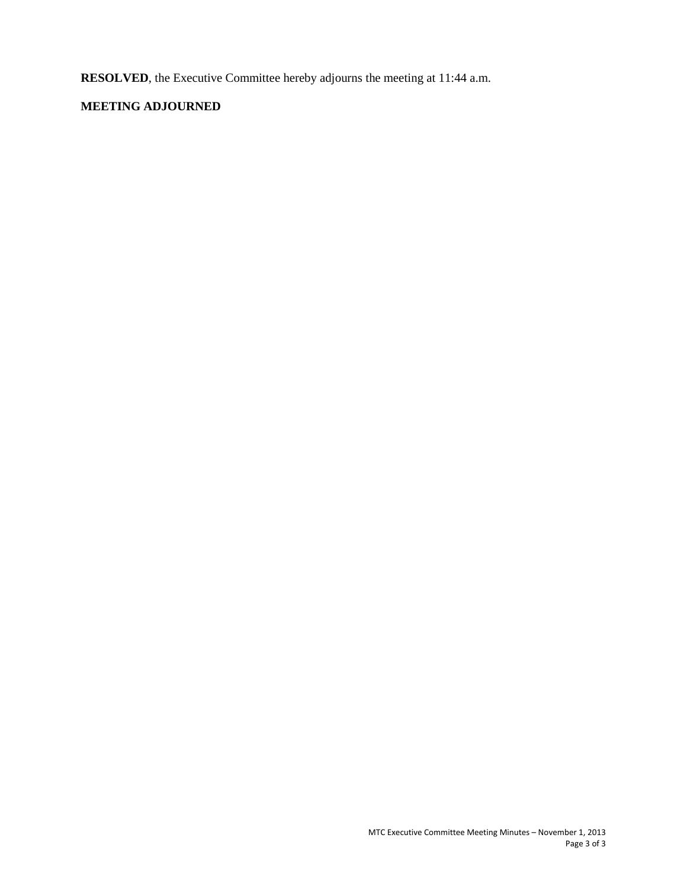**RESOLVED**, the Executive Committee hereby adjourns the meeting at 11:44 a.m.

**MEETING ADJOURNED**